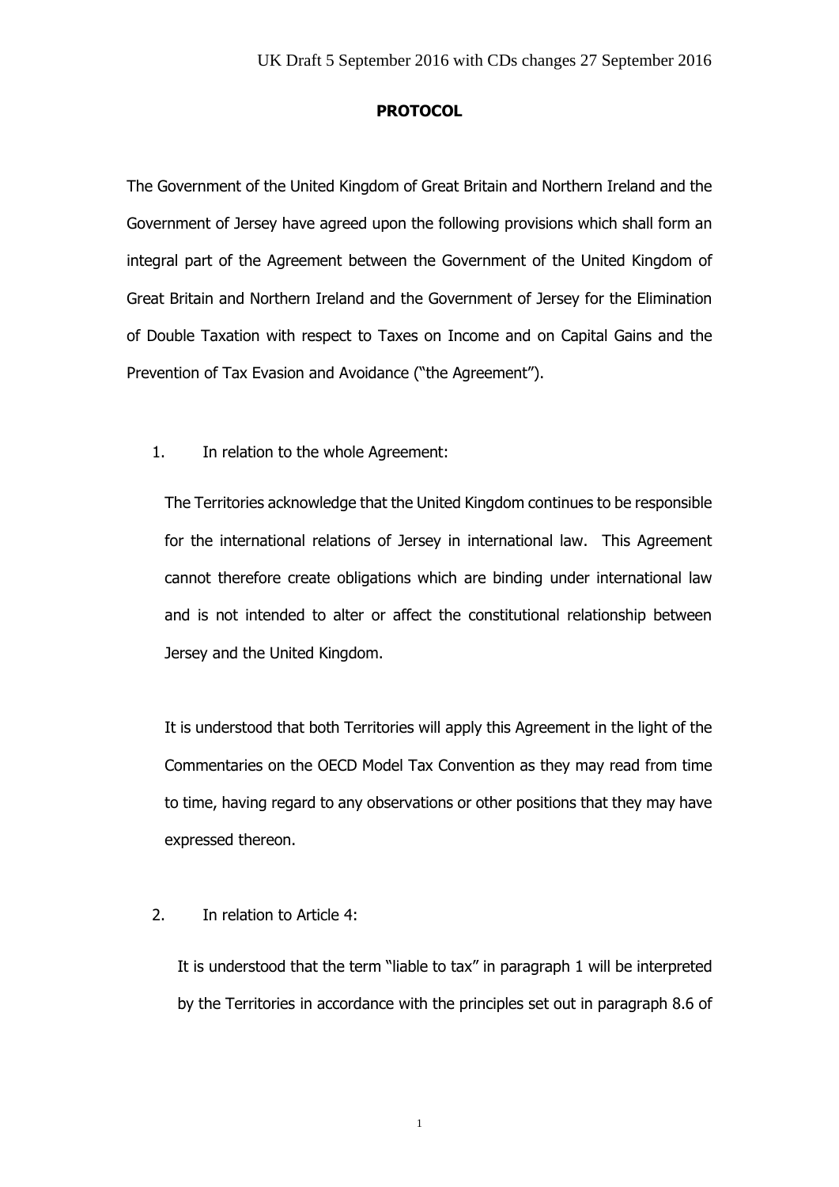UK Draft 5 September 2016 with CDs changes 27 September 2016

# PROTOCOL

The Government of the United Kingdom of Great Britain and Northern Ireland and the Government of Jersey have agreed upon the following provisions which shall form an integral part of the Agreement between the Government of the United Kingdom of Great Britain and Northern Ireland and the Government of Jersey for the Elimination of Double Taxation with respect to Taxes on Income and on Capital Gains and the Prevention of Tax Evasion and Avoidance ("the Agreement").

1. In relation to the whole Agreement:

   The Territories acknowledge that the United Kingdom continues to be responsible for the international relations of Jersey in international law. This Agreement cannot therefore create obligations which are binding under international law and is not intended to alter or affect the constitutional relationship between Jersey and the United Kingdom.

   It is understood that both Territories will apply this Agreement in the light of the Commentaries on the OECD Model Tax Convention as they may read from time to time, having regard to any observations or other positions that they may have expressed thereon.

2. In relation to Article 4:

   It is understood that the term "liable to tax" in paragraph 1 will be interpreted by the Territories in accordance with the principles set out in paragraph 8.6 of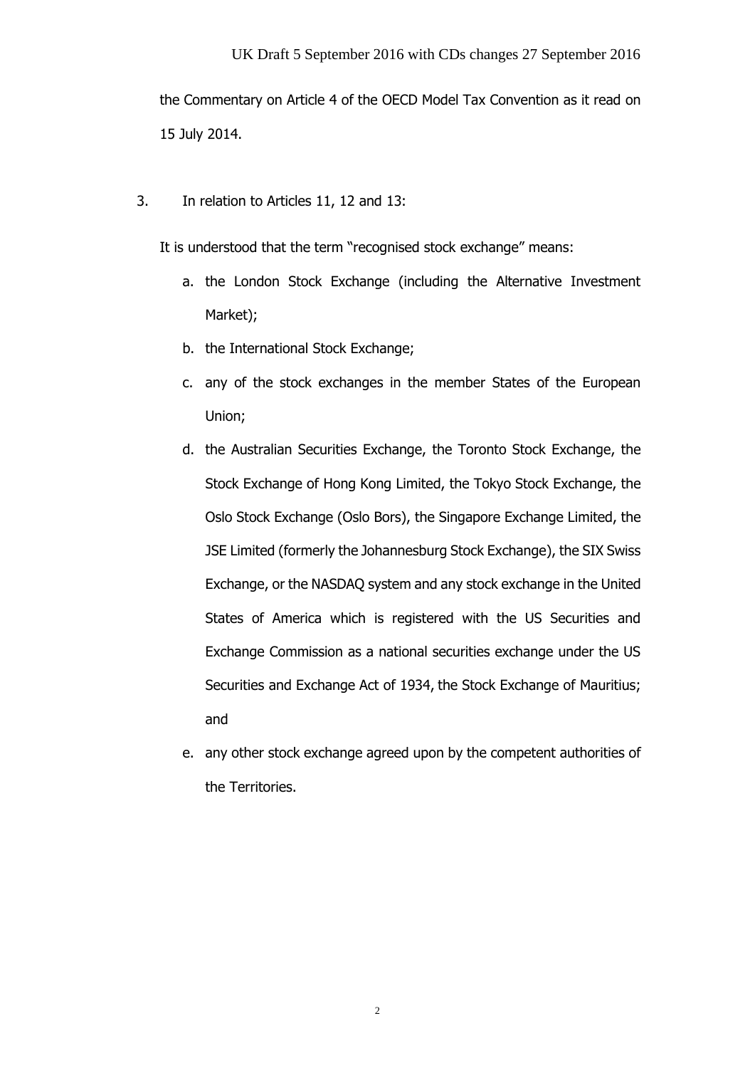the Commentary on Article 4 of the OECD Model Tax Convention as it read on 15 July 2014.

3. In relation to Articles 11, 12 and 13:

It is understood that the term "recognised stock exchange" means:

a. the London Stock Exchange (including the Alternative Investment Market);

b. the International Stock Exchange;

c. any of the stock exchanges in the member States of the European Union;

d. the Australian Securities Exchange, the Toronto Stock Exchange, the Stock Exchange of Hong Kong Limited, the Tokyo Stock Exchange, the Oslo Stock Exchange (Oslo Bors), the Singapore Exchange Limited, the JSE Limited (formerly the Johannesburg Stock Exchange), the SIX Swiss Exchange, or the NASDAQ system and any stock exchange in the United States of America which is registered with the US Securities and Exchange Commission as a national securities exchange under the US Securities and Exchange Act of 1934, the Stock Exchange of Mauritius; and

e. any other stock exchange agreed upon by the competent authorities of the Territories.